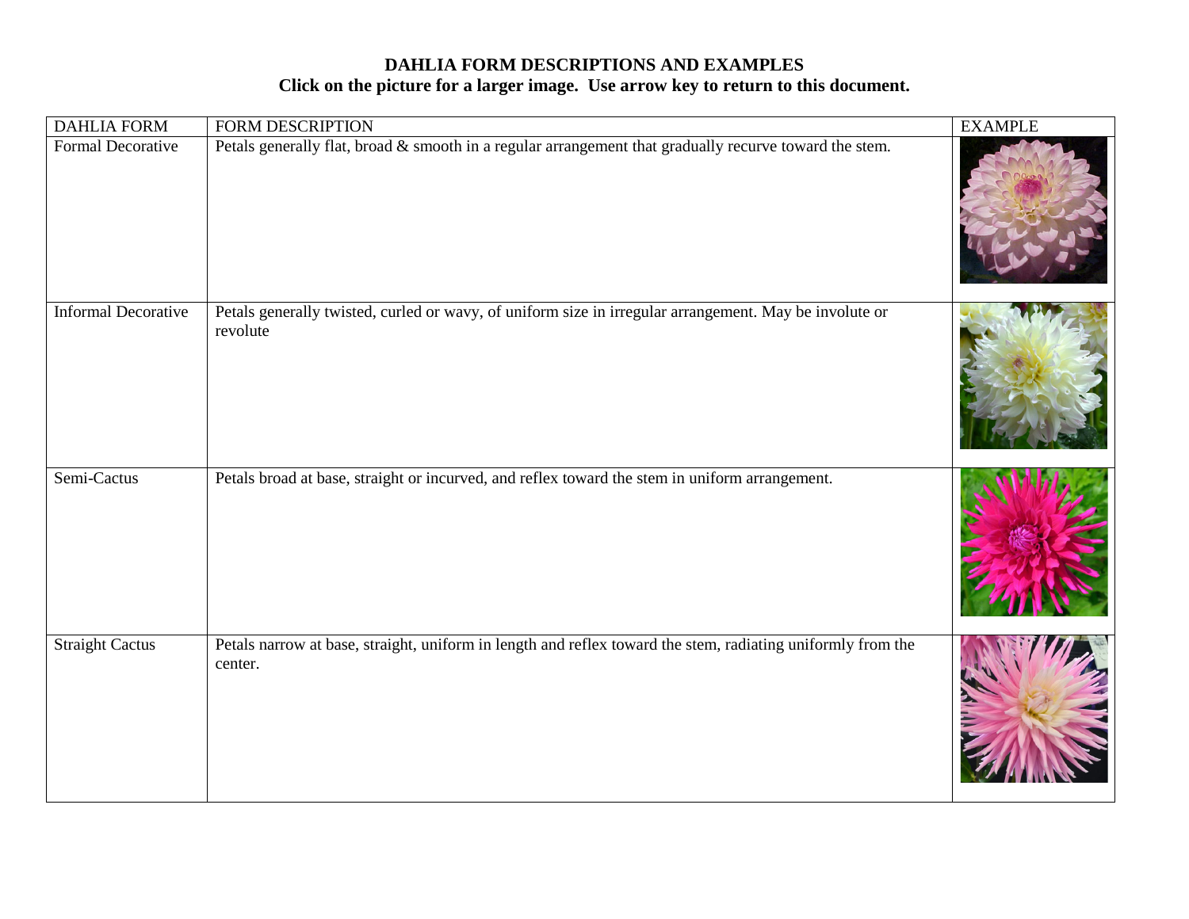**DAHLIA FORM DESCRIPTIONS AND EXAMPLES**

**Click on the picture for a larger image. Use arrow key to return to this document.**

| DAHLIA FORM | FORM DESCRIPTION | EXAMPLE |
|---|---|---|
| Formal Decorative | Petals generally flat, broad & smooth in a regular arrangement that gradually recurve toward the stem. | |
| Informal Decorative | Petals generally twisted, curled or wavy, of uniform size in irregular arrangement. May be involute or revolute | |
| Semi-Cactus | Petals broad at base, straight or incurved, and reflex toward the stem in uniform arrangement. | |
| Straight Cactus | Petals narrow at base, straight, uniform in length and reflex toward the stem, radiating uniformly from the center. | |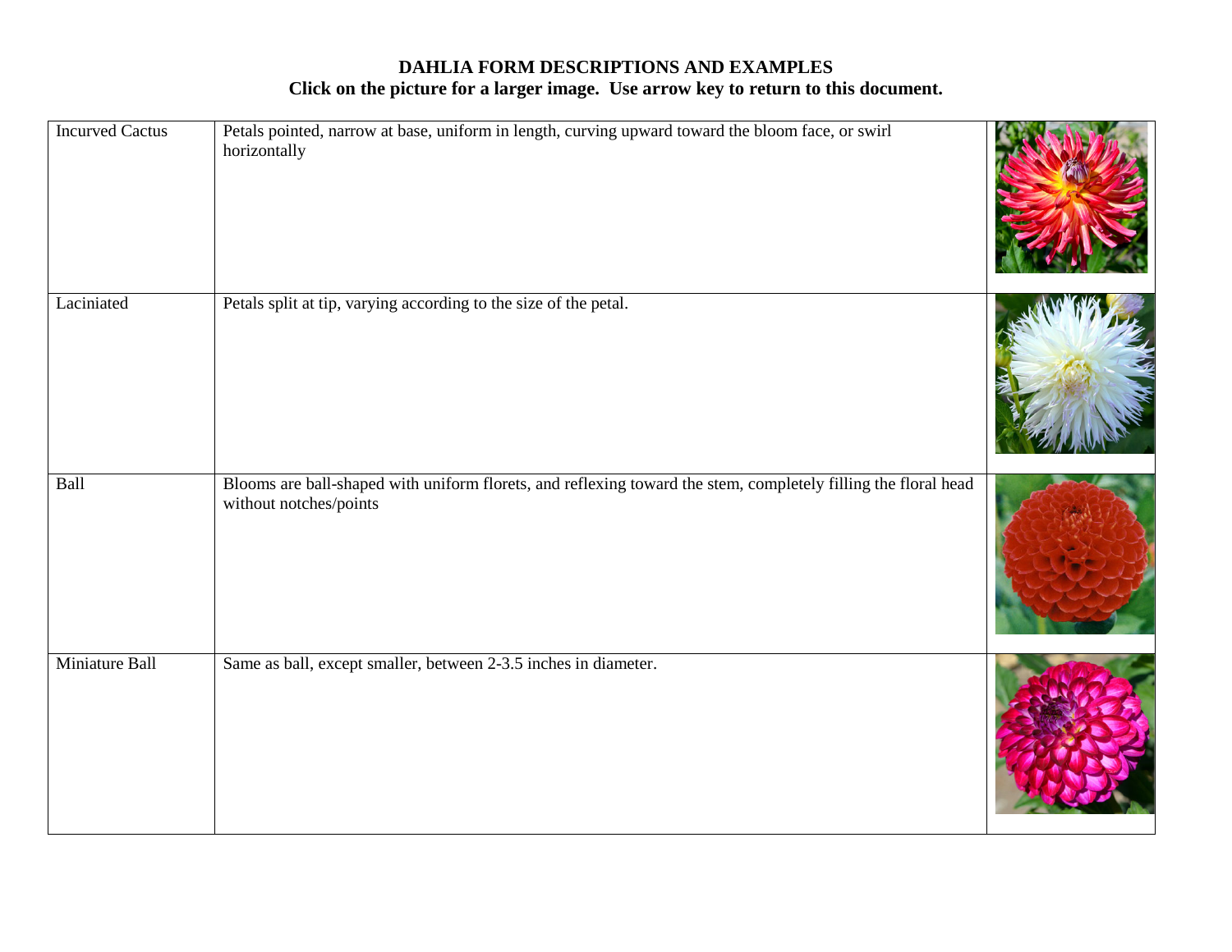# DAHLIA FORM DESCRIPTIONS AND EXAMPLES

**Click on the picture for a larger image. Use arrow key to return to this document.**

| | | |
|---|---|---|
| Incurved Cactus | Petals pointed, narrow at base, uniform in length, curving upward toward the bloom face, or swirl horizontally | |
| Laciniated | Petals split at tip, varying according to the size of the petal. | |
| Ball | Blooms are ball-shaped with uniform florets, and reflexing toward the stem, completely filling the floral head without notches/points | |
| Miniature Ball | Same as ball, except smaller, between 2-3.5 inches in diameter. | |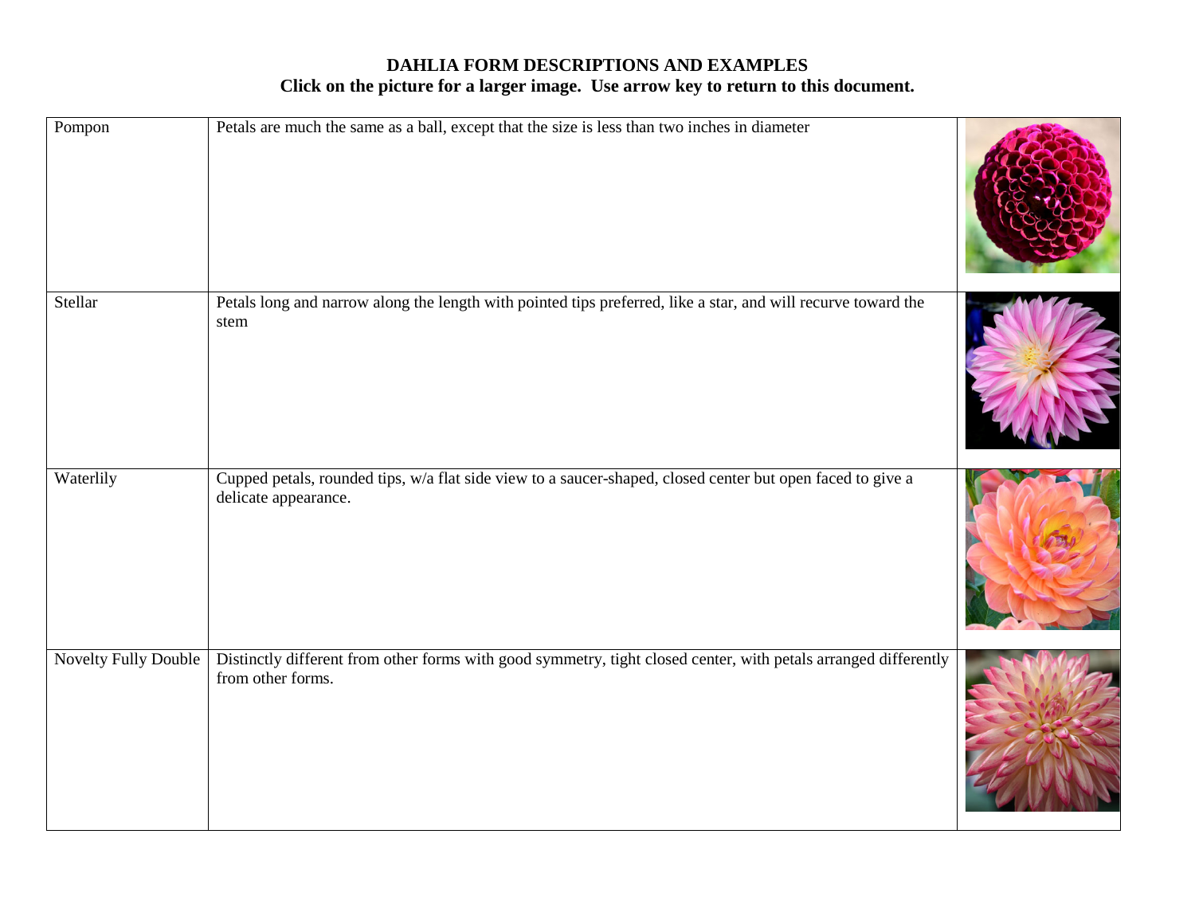**DAHLIA FORM DESCRIPTIONS AND EXAMPLES**

**Click on the picture for a larger image. Use arrow key to return to this document.**

| | | |
|---|---|---|
| Pompon | Petals are much the same as a ball, except that the size is less than two inches in diameter | |
| Stellar | Petals long and narrow along the length with pointed tips preferred, like a star, and will recurve toward the stem | |
| Waterlily | Cupped petals, rounded tips, w/a flat side view to a saucer-shaped, closed center but open faced to give a delicate appearance. | |
| Novelty Fully Double | Distinctly different from other forms with good symmetry, tight closed center, with petals arranged differently from other forms. | |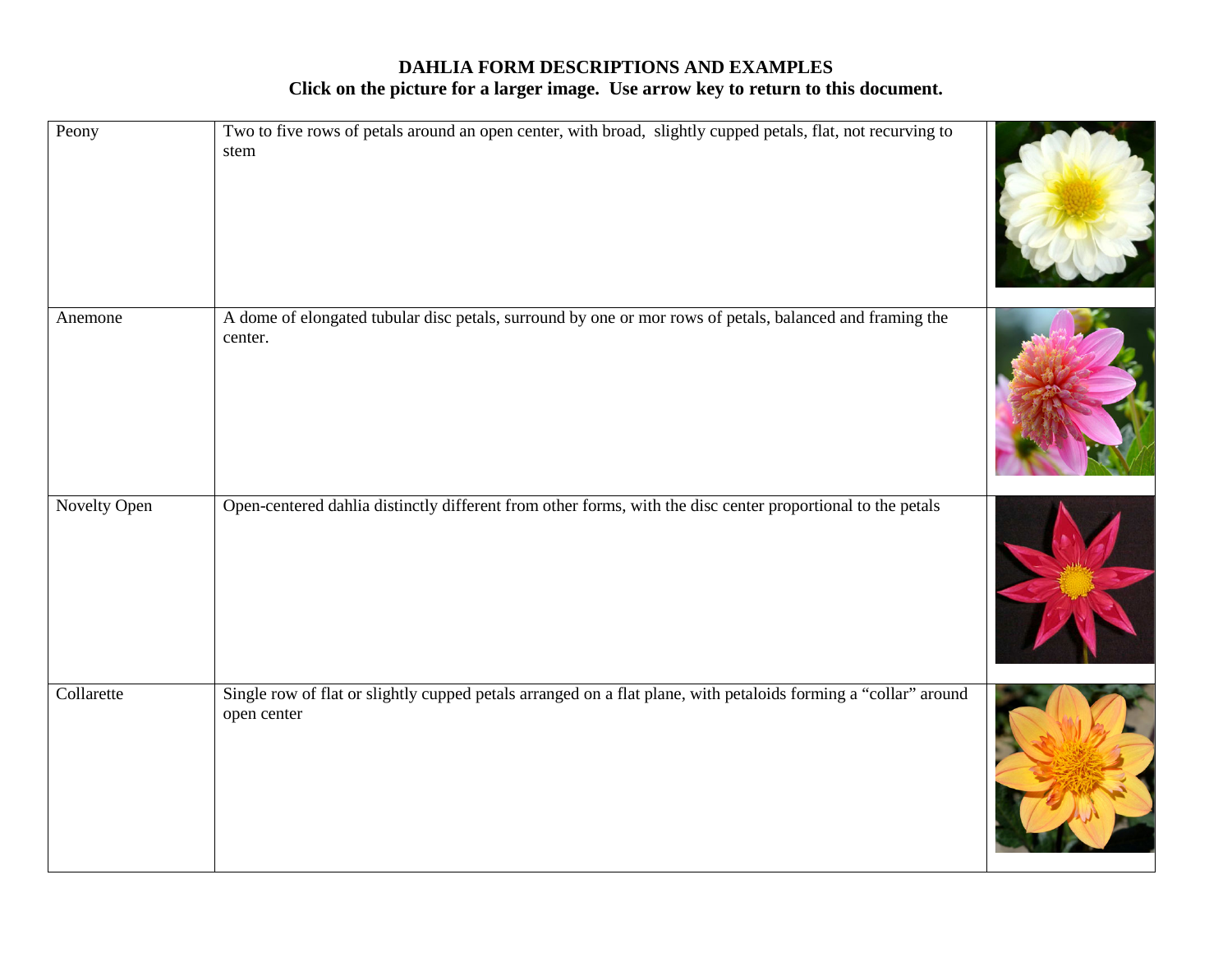**DAHLIA FORM DESCRIPTIONS AND EXAMPLES**

**Click on the picture for a larger image. Use arrow key to return to this document.**

| | | |
|---|---|---|
| Peony | Two to five rows of petals around an open center, with broad, slightly cupped petals, flat, not recurving to stem | |
| Anemone | A dome of elongated tubular disc petals, surround by one or mor rows of petals, balanced and framing the center. | |
| Novelty Open | Open-centered dahlia distinctly different from other forms, with the disc center proportional to the petals | |
| Collarette | Single row of flat or slightly cupped petals arranged on a flat plane, with petaloids forming a "collar" around open center | |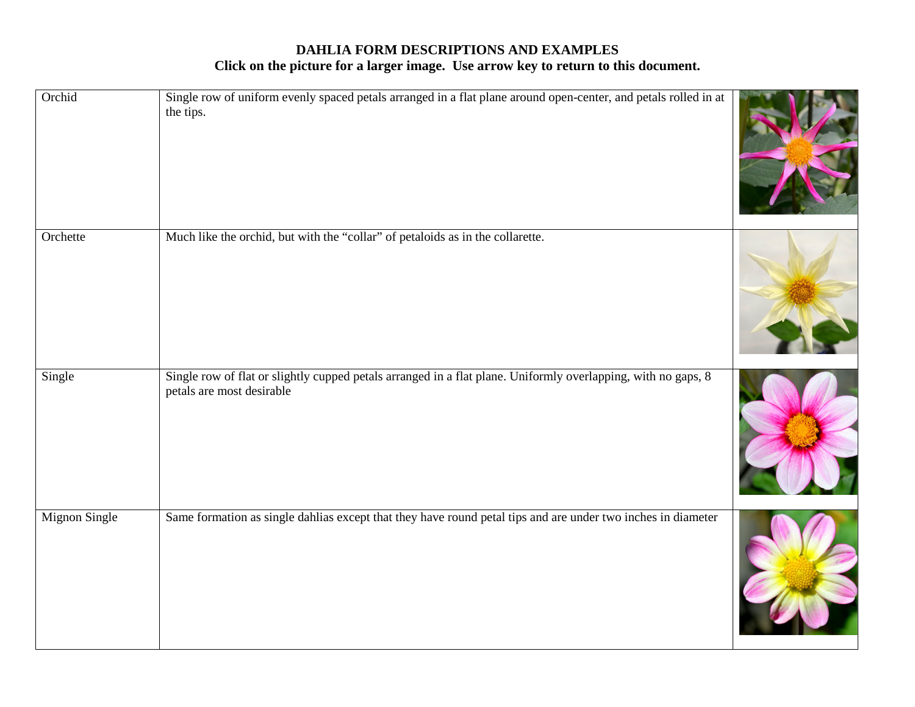**DAHLIA FORM DESCRIPTIONS AND EXAMPLES**
**Click on the picture for a larger image. Use arrow key to return to this document.**

| | | |
|---|---|---|
| Orchid | Single row of uniform evenly spaced petals arranged in a flat plane around open-center, and petals rolled in at the tips. | |
| Orchette | Much like the orchid, but with the "collar" of petaloids as in the collarette. | |
| Single | Single row of flat or slightly cupped petals arranged in a flat plane. Uniformly overlapping, with no gaps, 8 petals are most desirable | |
| Mignon Single | Same formation as single dahlias except that they have round petal tips and are under two inches in diameter | |